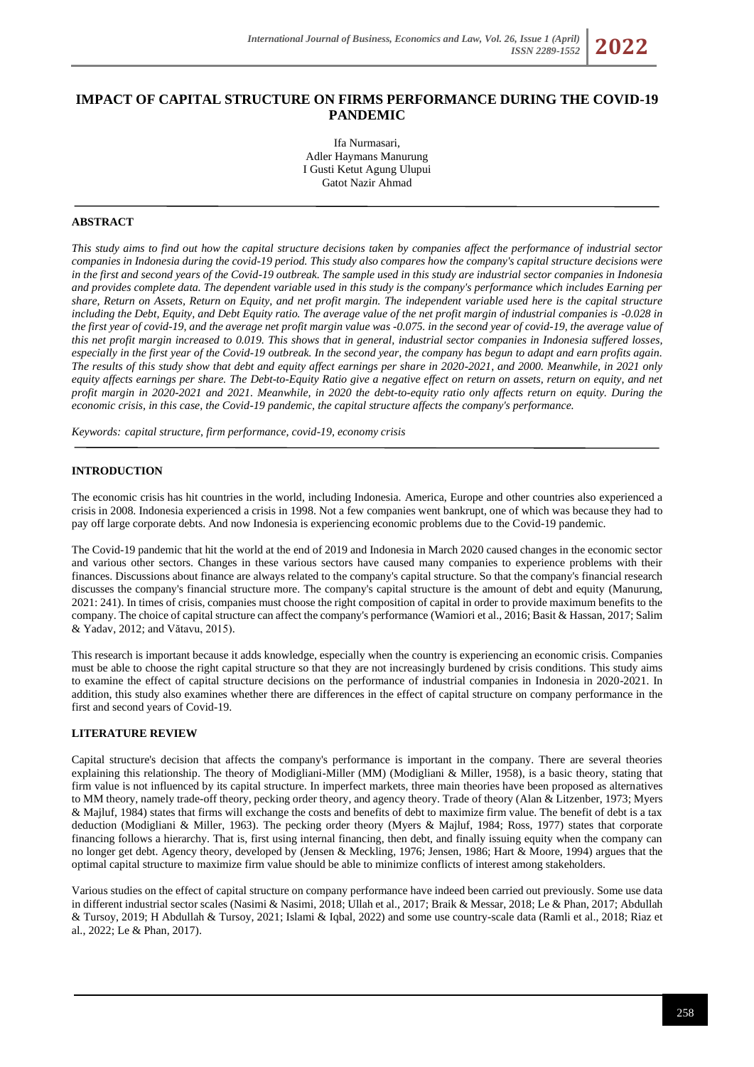# IMPACT OF CAPITAL STRUCTURE ON FIRMS PERFORMANCE DURING THE COVID-19 PANDEMIC

Ifa Nurmasari,
Adler Haymans Manurung
I Gusti Ketut Agung Ulupui
Gatot Nazir Ahmad

## ABSTRACT

*This study aims to find out how the capital structure decisions taken by companies affect the performance of industrial sector companies in Indonesia during the covid-19 period. This study also compares how the company's capital structure decisions were in the first and second years of the Covid-19 outbreak. The sample used in this study are industrial sector companies in Indonesia and provides complete data. The dependent variable used in this study is the company's performance which includes Earning per share, Return on Assets, Return on Equity, and net profit margin. The independent variable used here is the capital structure including the Debt, Equity, and Debt Equity ratio. The average value of the net profit margin of industrial companies is -0.028 in the first year of covid-19, and the average net profit margin value was -0.075. in the second year of covid-19, the average value of this net profit margin increased to 0.019. This shows that in general, industrial sector companies in Indonesia suffered losses, especially in the first year of the Covid-19 outbreak. In the second year, the company has begun to adapt and earn profits again. The results of this study show that debt and equity affect earnings per share in 2020-2021, and 2000. Meanwhile, in 2021 only equity affects earnings per share. The Debt-to-Equity Ratio give a negative effect on return on assets, return on equity, and net profit margin in 2020-2021 and 2021. Meanwhile, in 2020 the debt-to-equity ratio only affects return on equity. During the economic crisis, in this case, the Covid-19 pandemic, the capital structure affects the company's performance.*

*Keywords: capital structure, firm performance, covid-19, economy crisis*

## INTRODUCTION

The economic crisis has hit countries in the world, including Indonesia. America, Europe and other countries also experienced a crisis in 2008. Indonesia experienced a crisis in 1998. Not a few companies went bankrupt, one of which was because they had to pay off large corporate debts. And now Indonesia is experiencing economic problems due to the Covid-19 pandemic.

The Covid-19 pandemic that hit the world at the end of 2019 and Indonesia in March 2020 caused changes in the economic sector and various other sectors. Changes in these various sectors have caused many companies to experience problems with their finances. Discussions about finance are always related to the company's capital structure. So that the company's financial research discusses the company's financial structure more. The company's capital structure is the amount of debt and equity (Manurung, 2021: 241). In times of crisis, companies must choose the right composition of capital in order to provide maximum benefits to the company. The choice of capital structure can affect the company's performance (Wamiori et al., 2016; Basit & Hassan, 2017; Salim & Yadav, 2012; and Vătavu, 2015).

This research is important because it adds knowledge, especially when the country is experiencing an economic crisis. Companies must be able to choose the right capital structure so that they are not increasingly burdened by crisis conditions. This study aims to examine the effect of capital structure decisions on the performance of industrial companies in Indonesia in 2020-2021. In addition, this study also examines whether there are differences in the effect of capital structure on company performance in the first and second years of Covid-19.

## LITERATURE REVIEW

Capital structure's decision that affects the company's performance is important in the company. There are several theories explaining this relationship. The theory of Modigliani-Miller (MM) (Modigliani & Miller, 1958), is a basic theory, stating that firm value is not influenced by its capital structure. In imperfect markets, three main theories have been proposed as alternatives to MM theory, namely trade-off theory, pecking order theory, and agency theory. Trade of theory (Alan & Litzenber, 1973; Myers & Majluf, 1984) states that firms will exchange the costs and benefits of debt to maximize firm value. The benefit of debt is a tax deduction (Modigliani & Miller, 1963). The pecking order theory (Myers & Majluf, 1984; Ross, 1977) states that corporate financing follows a hierarchy. That is, first using internal financing, then debt, and finally issuing equity when the company can no longer get debt. Agency theory, developed by (Jensen & Meckling, 1976; Jensen, 1986; Hart & Moore, 1994) argues that the optimal capital structure to maximize firm value should be able to minimize conflicts of interest among stakeholders.

Various studies on the effect of capital structure on company performance have indeed been carried out previously. Some use data in different industrial sector scales (Nasimi & Nasimi, 2018; Ullah et al., 2017; Braik & Messar, 2018; Le & Phan, 2017; Abdullah & Tursoy, 2019; H Abdullah & Tursoy, 2021; Islami & Iqbal, 2022) and some use country-scale data (Ramli et al., 2018; Riaz et al., 2022; Le & Phan, 2017).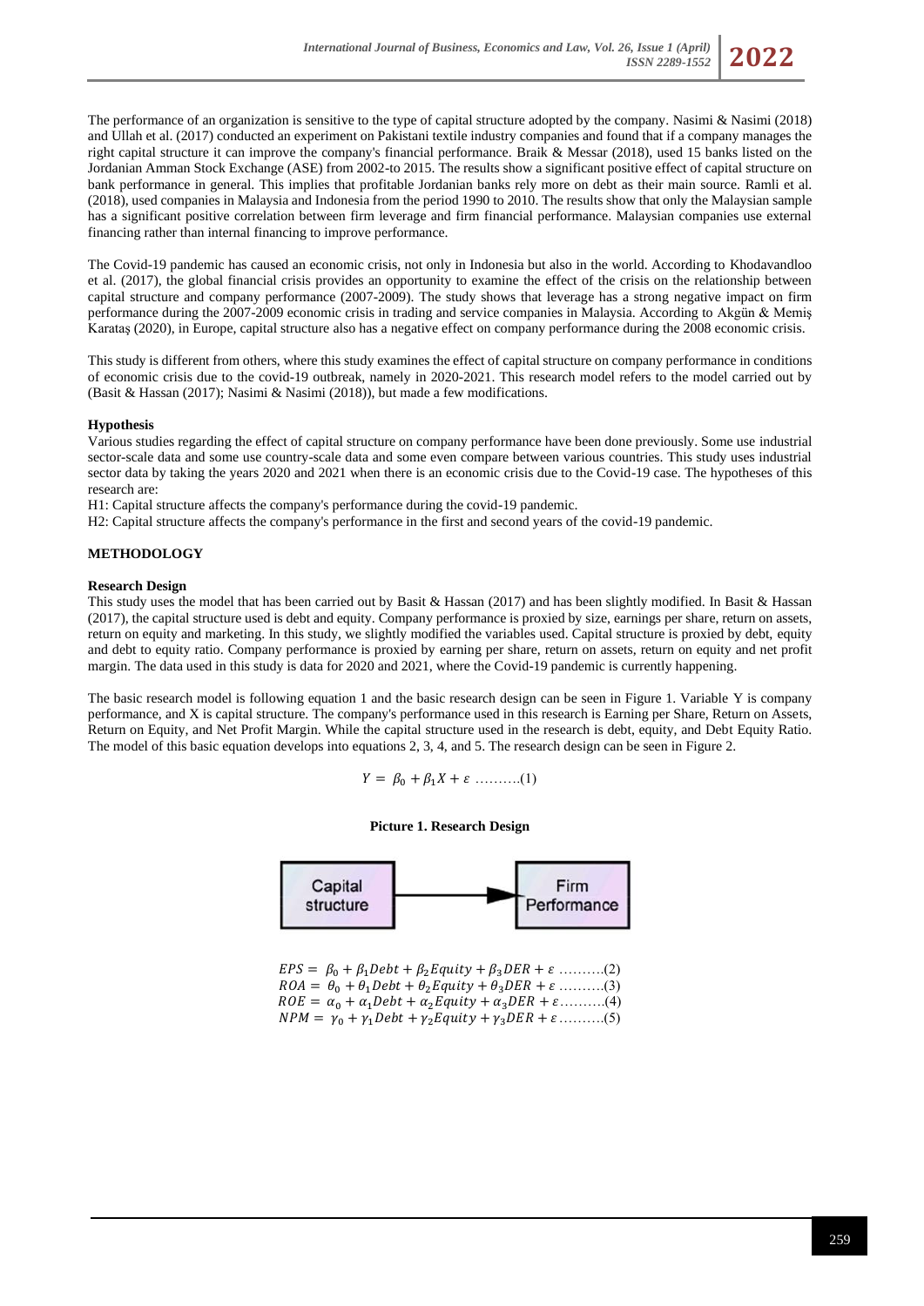The performance of an organization is sensitive to the type of capital structure adopted by the company. Nasimi & Nasimi (2018) and Ullah et al. (2017) conducted an experiment on Pakistani textile industry companies and found that if a company manages the right capital structure it can improve the company's financial performance. Braik & Messar (2018), used 15 banks listed on the Jordanian Amman Stock Exchange (ASE) from 2002-to 2015. The results show a significant positive effect of capital structure on bank performance in general. This implies that profitable Jordanian banks rely more on debt as their main source. Ramli et al. (2018), used companies in Malaysia and Indonesia from the period 1990 to 2010. The results show that only the Malaysian sample has a significant positive correlation between firm leverage and firm financial performance. Malaysian companies use external financing rather than internal financing to improve performance.

The Covid-19 pandemic has caused an economic crisis, not only in Indonesia but also in the world. According to Khodavandloo et al. (2017), the global financial crisis provides an opportunity to examine the effect of the crisis on the relationship between capital structure and company performance (2007-2009). The study shows that leverage has a strong negative impact on firm performance during the 2007-2009 economic crisis in trading and service companies in Malaysia. According to Akgün & Memiş Karataş (2020), in Europe, capital structure also has a negative effect on company performance during the 2008 economic crisis.

This study is different from others, where this study examines the effect of capital structure on company performance in conditions of economic crisis due to the covid-19 outbreak, namely in 2020-2021. This research model refers to the model carried out by (Basit & Hassan (2017); Nasimi & Nasimi (2018)), but made a few modifications.

### Hypothesis

Various studies regarding the effect of capital structure on company performance have been done previously. Some use industrial sector-scale data and some use country-scale data and some even compare between various countries. This study uses industrial sector data by taking the years 2020 and 2021 when there is an economic crisis due to the Covid-19 case. The hypotheses of this research are:

H1: Capital structure affects the company's performance during the covid-19 pandemic.

H2: Capital structure affects the company's performance in the first and second years of the covid-19 pandemic.

## METHODOLOGY

### Research Design

This study uses the model that has been carried out by Basit & Hassan (2017) and has been slightly modified. In Basit & Hassan (2017), the capital structure used is debt and equity. Company performance is proxied by size, earnings per share, return on assets, return on equity and marketing. In this study, we slightly modified the variables used. Capital structure is proxied by debt, equity and debt to equity ratio. Company performance is proxied by earning per share, return on assets, return on equity and net profit margin. The data used in this study is data for 2020 and 2021, where the Covid-19 pandemic is currently happening.

The basic research model is following equation 1 and the basic research design can be seen in Figure 1. Variable Y is company performance, and X is capital structure. The company's performance used in this research is Earning per Share, Return on Assets, Return on Equity, and Net Profit Margin. While the capital structure used in the research is debt, equity, and Debt Equity Ratio. The model of this basic equation develops into equations 2, 3, 4, and 5. The research design can be seen in Figure 2.

$$Y = \beta_0 + \beta_1 X + \varepsilon \quad \text{..........(1)}$$

**Picture 1. Research Design**

Capital structure → Firm Performance

$$EPS = \beta_0 + \beta_1 Debt + \beta_2 Equity + \beta_3 DER + \varepsilon \quad \text{..........(2)}$$

$$ROA = \theta_0 + \theta_1 Debt + \theta_2 Equity + \theta_3 DER + \varepsilon \quad \text{..........(3)}$$

$$ROE = \alpha_0 + \alpha_1 Debt + \alpha_2 Equity + \alpha_3 DER + \varepsilon \quad \text{..........(4)}$$

$$NPM = \gamma_0 + \gamma_1 Debt + \gamma_2 Equity + \gamma_3 DER + \varepsilon \quad \text{..........(5)}$$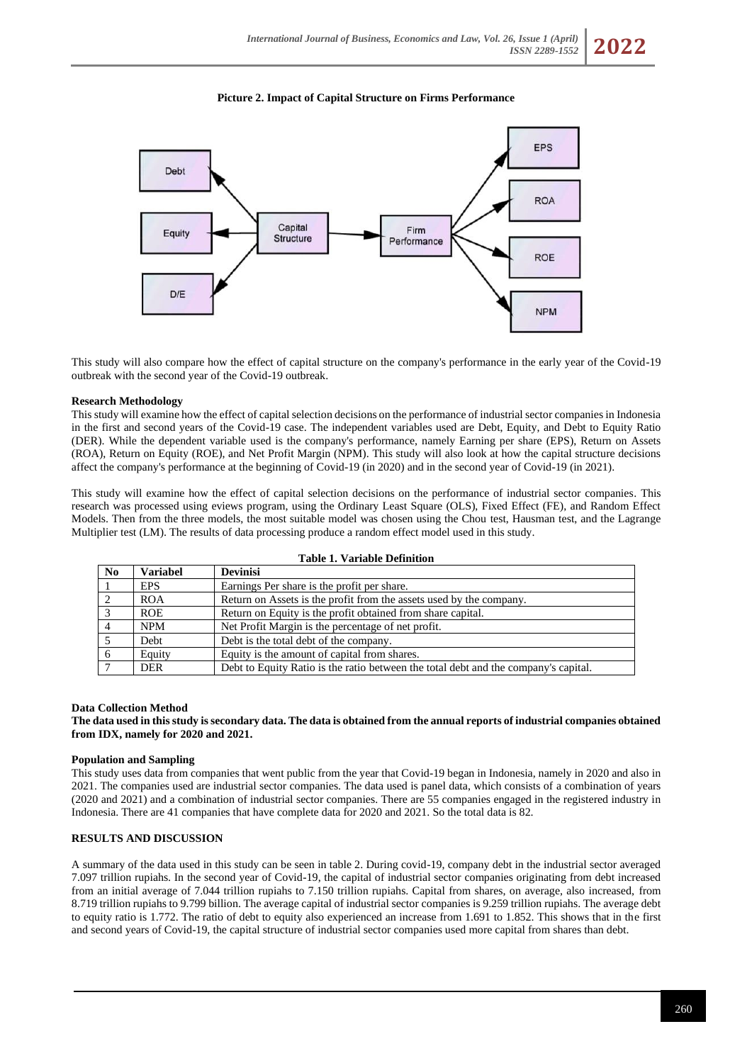**Picture 2. Impact of Capital Structure on Firms Performance**

This study will also compare how the effect of capital structure on the company's performance in the early year of the Covid-19 outbreak with the second year of the Covid-19 outbreak.

**Research Methodology**

This study will examine how the effect of capital selection decisions on the performance of industrial sector companies in Indonesia in the first and second years of the Covid-19 case. The independent variables used are Debt, Equity, and Debt to Equity Ratio (DER). While the dependent variable used is the company's performance, namely Earning per share (EPS), Return on Assets (ROA), Return on Equity (ROE), and Net Profit Margin (NPM). This study will also look at how the capital structure decisions affect the company's performance at the beginning of Covid-19 (in 2020) and in the second year of Covid-19 (in 2021).

This study will examine how the effect of capital selection decisions on the performance of industrial sector companies. This research was processed using eviews program, using the Ordinary Least Square (OLS), Fixed Effect (FE), and Random Effect Models. Then from the three models, the most suitable model was chosen using the Chou test, Hausman test, and the Lagrange Multiplier test (LM). The results of data processing produce a random effect model used in this study.

**Table 1. Variable Definition**

| No | Variabel | Devinisi |
|---|---|---|
| 1 | EPS | Earnings Per share is the profit per share. |
| 2 | ROA | Return on Assets is the profit from the assets used by the company. |
| 3 | ROE | Return on Equity is the profit obtained from share capital. |
| 4 | NPM | Net Profit Margin is the percentage of net profit. |
| 5 | Debt | Debt is the total debt of the company. |
| 6 | Equity | Equity is the amount of capital from shares. |
| 7 | DER | Debt to Equity Ratio is the ratio between the total debt and the company's capital. |

**Data Collection Method**

**The data used in this study is secondary data. The data is obtained from the annual reports of industrial companies obtained from IDX, namely for 2020 and 2021.**

**Population and Sampling**

This study uses data from companies that went public from the year that Covid-19 began in Indonesia, namely in 2020 and also in 2021. The companies used are industrial sector companies. The data used is panel data, which consists of a combination of years (2020 and 2021) and a combination of industrial sector companies. There are 55 companies engaged in the registered industry in Indonesia. There are 41 companies that have complete data for 2020 and 2021. So the total data is 82.

**RESULTS AND DISCUSSION**

A summary of the data used in this study can be seen in table 2. During covid-19, company debt in the industrial sector averaged 7.097 trillion rupiahs. In the second year of Covid-19, the capital of industrial sector companies originating from debt increased from an initial average of 7.044 trillion rupiahs to 7.150 trillion rupiahs. Capital from shares, on average, also increased, from 8.719 trillion rupiahs to 9.799 billion. The average capital of industrial sector companies is 9.259 trillion rupiahs. The average debt to equity ratio is 1.772. The ratio of debt to equity also experienced an increase from 1.691 to 1.852. This shows that in the first and second years of Covid-19, the capital structure of industrial sector companies used more capital from shares than debt.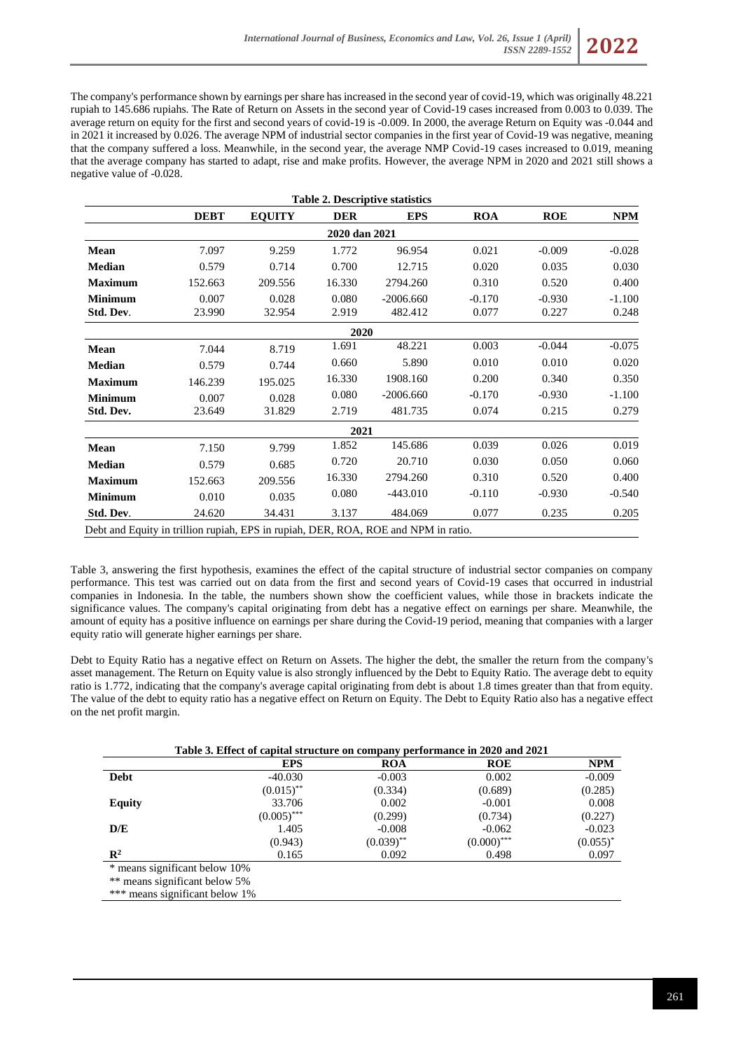The company's performance shown by earnings per share has increased in the second year of covid-19, which was originally 48.221 rupiah to 145.686 rupiahs. The Rate of Return on Assets in the second year of Covid-19 cases increased from 0.003 to 0.039. The average return on equity for the first and second years of covid-19 is -0.009. In 2000, the average Return on Equity was -0.044 and in 2021 it increased by 0.026. The average NPM of industrial sector companies in the first year of Covid-19 was negative, meaning that the company suffered a loss. Meanwhile, in the second year, the average NMP Covid-19 cases increased to 0.019, meaning that the average company has started to adapt, rise and make profits. However, the average NPM in 2020 and 2021 still shows a negative value of -0.028.

**Table 2. Descriptive statistics**

| | DEBT | EQUITY | DER | EPS | ROA | ROE | NPM |
|---|---|---|---|---|---|---|---|
| | | | **2020 dan 2021** | | | | |
| **Mean** | 7.097 | 9.259 | 1.772 | 96.954 | 0.021 | -0.009 | -0.028 |
| **Median** | 0.579 | 0.714 | 0.700 | 12.715 | 0.020 | 0.035 | 0.030 |
| **Maximum** | 152.663 | 209.556 | 16.330 | 2794.260 | 0.310 | 0.520 | 0.400 |
| **Minimum** | 0.007 | 0.028 | 0.080 | -2006.660 | -0.170 | -0.930 | -1.100 |
| **Std. Dev.** | 23.990 | 32.954 | 2.919 | 482.412 | 0.077 | 0.227 | 0.248 |
| | | | **2020** | | | | |
| **Mean** | 7.044 | 8.719 | 1.691 | 48.221 | 0.003 | -0.044 | -0.075 |
| **Median** | 0.579 | 0.744 | 0.660 | 5.890 | 0.010 | 0.010 | 0.020 |
| **Maximum** | 146.239 | 195.025 | 16.330 | 1908.160 | 0.200 | 0.340 | 0.350 |
| **Minimum** | 0.007 | 0.028 | 0.080 | -2006.660 | -0.170 | -0.930 | -1.100 |
| **Std. Dev.** | 23.649 | 31.829 | 2.719 | 481.735 | 0.074 | 0.215 | 0.279 |
| | | | **2021** | | | | |
| **Mean** | 7.150 | 9.799 | 1.852 | 145.686 | 0.039 | 0.026 | 0.019 |
| **Median** | 0.579 | 0.685 | 0.720 | 20.710 | 0.030 | 0.050 | 0.060 |
| **Maximum** | 152.663 | 209.556 | 16.330 | 2794.260 | 0.310 | 0.520 | 0.400 |
| **Minimum** | 0.010 | 0.035 | 0.080 | -443.010 | -0.110 | -0.930 | -0.540 |
| **Std. Dev.** | 24.620 | 34.431 | 3.137 | 484.069 | 0.077 | 0.235 | 0.205 |

Debt and Equity in trillion rupiah, EPS in rupiah, DER, ROA, ROE and NPM in ratio.

Table 3, answering the first hypothesis, examines the effect of the capital structure of industrial sector companies on company performance. This test was carried out on data from the first and second years of Covid-19 cases that occurred in industrial companies in Indonesia. In the table, the numbers shown show the coefficient values, while those in brackets indicate the significance values. The company's capital originating from debt has a negative effect on earnings per share. Meanwhile, the amount of equity has a positive influence on earnings per share during the Covid-19 period, meaning that companies with a larger equity ratio will generate higher earnings per share.

Debt to Equity Ratio has a negative effect on Return on Assets. The higher the debt, the smaller the return from the company's asset management. The Return on Equity value is also strongly influenced by the Debt to Equity Ratio. The average debt to equity ratio is 1.772, indicating that the company's average capital originating from debt is about 1.8 times greater than that from equity. The value of the debt to equity ratio has a negative effect on Return on Equity. The Debt to Equity Ratio also has a negative effect on the net profit margin.

**Table 3. Effect of capital structure on company performance in 2020 and 2021**

| | EPS | ROA | ROE | NPM |
|---|---|---|---|---|
| **Debt** | -40.030 | -0.003 | 0.002 | -0.009 |
| | (0.015)** | (0.334) | (0.689) | (0.285) |
| **Equity** | 33.706 | 0.002 | -0.001 | 0.008 |
| | (0.005)*** | (0.299) | (0.734) | (0.227) |
| **D/E** | 1.405 | -0.008 | -0.062 | -0.023 |
| | (0.943) | (0.039)** | (0.000)*** | (0.055)* |
| $R^2$ | 0.165 | 0.092 | 0.498 | 0.097 |

\* means significant below 10%
** means significant below 5%
*** means significant below 1%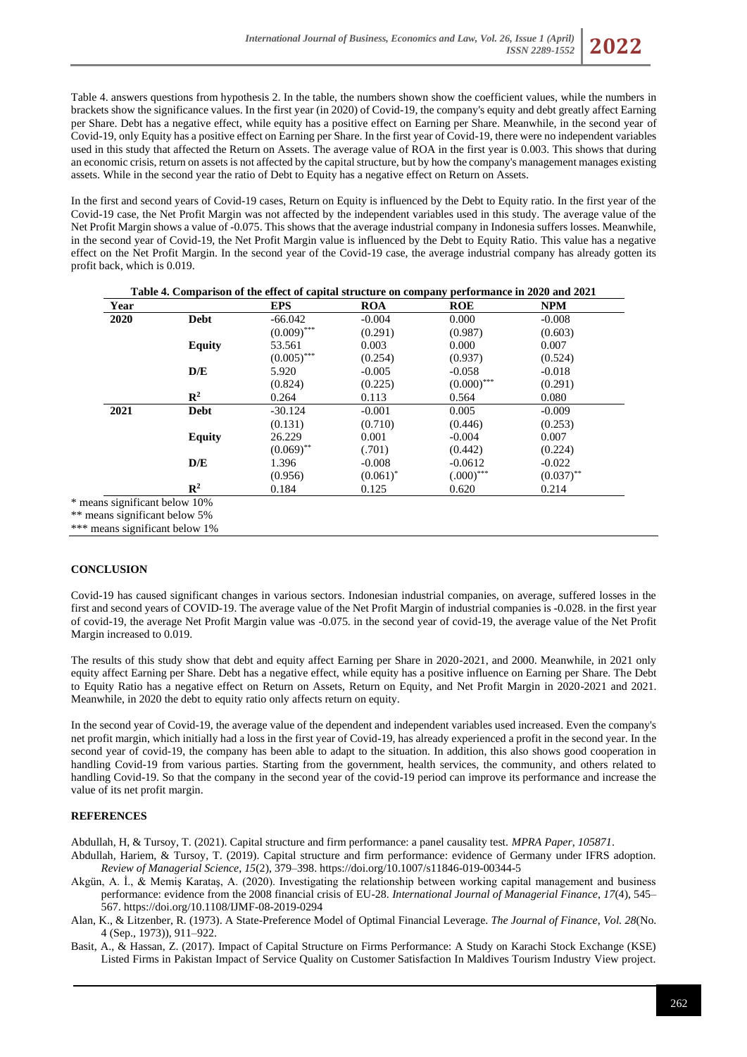Table 4. answers questions from hypothesis 2. In the table, the numbers shown show the coefficient values, while the numbers in brackets show the significance values. In the first year (in 2020) of Covid-19, the company's equity and debt greatly affect Earning per Share. Debt has a negative effect, while equity has a positive effect on Earning per Share. Meanwhile, in the second year of Covid-19, only Equity has a positive effect on Earning per Share. In the first year of Covid-19, there were no independent variables used in this study that affected the Return on Assets. The average value of ROA in the first year is 0.003. This shows that during an economic crisis, return on assets is not affected by the capital structure, but by how the company's management manages existing assets. While in the second year the ratio of Debt to Equity has a negative effect on Return on Assets.

In the first and second years of Covid-19 cases, Return on Equity is influenced by the Debt to Equity ratio. In the first year of the Covid-19 case, the Net Profit Margin was not affected by the independent variables used in this study. The average value of the Net Profit Margin shows a value of -0.075. This shows that the average industrial company in Indonesia suffers losses. Meanwhile, in the second year of Covid-19, the Net Profit Margin value is influenced by the Debt to Equity Ratio. This value has a negative effect on the Net Profit Margin. In the second year of the Covid-19 case, the average industrial company has already gotten its profit back, which is 0.019.

**Table 4. Comparison of the effect of capital structure on company performance in 2020 and 2021**

| Year | | EPS | ROA | ROE | NPM |
|---|---|---|---|---|---|
| **2020** | **Debt** | -66.042 | -0.004 | 0.000 | -0.008 |
| | | (0.009)*** | (0.291) | (0.987) | (0.603) |
| | **Equity** | 53.561 | 0.003 | 0.000 | 0.007 |
| | | (0.005)*** | (0.254) | (0.937) | (0.524) |
| | **D/E** | 5.920 | -0.005 | -0.058 | -0.018 |
| | | (0.824) | (0.225) | (0.000)*** | (0.291) |
| | **$R^2$** | 0.264 | 0.113 | 0.564 | 0.080 |
| **2021** | **Debt** | -30.124 | -0.001 | 0.005 | -0.009 |
| | | (0.131) | (0.710) | (0.446) | (0.253) |
| | **Equity** | 26.229 | 0.001 | -0.004 | 0.007 |
| | | (0.069)** | (.701) | (0.442) | (0.224) |
| | **D/E** | 1.396 | -0.008 | -0.0612 | -0.022 |
| | | (0.956) | (0.061)* | (.000)*** | (0.037)** |
| | **$R^2$** | 0.184 | 0.125 | 0.620 | 0.214 |

\* means significant below 10%
** means significant below 5%
*** means significant below 1%

## CONCLUSION

Covid-19 has caused significant changes in various sectors. Indonesian industrial companies, on average, suffered losses in the first and second years of COVID-19. The average value of the Net Profit Margin of industrial companies is -0.028. in the first year of covid-19, the average Net Profit Margin value was -0.075. in the second year of covid-19, the average value of the Net Profit Margin increased to 0.019.

The results of this study show that debt and equity affect Earning per Share in 2020-2021, and 2000. Meanwhile, in 2021 only equity affect Earning per Share. Debt has a negative effect, while equity has a positive influence on Earning per Share. The Debt to Equity Ratio has a negative effect on Return on Assets, Return on Equity, and Net Profit Margin in 2020-2021 and 2021. Meanwhile, in 2020 the debt to equity ratio only affects return on equity.

In the second year of Covid-19, the average value of the dependent and independent variables used increased. Even the company's net profit margin, which initially had a loss in the first year of Covid-19, has already experienced a profit in the second year. In the second year of covid-19, the company has been able to adapt to the situation. In addition, this also shows good cooperation in handling Covid-19 from various parties. Starting from the government, health services, the community, and others related to handling Covid-19. So that the company in the second year of the covid-19 period can improve its performance and increase the value of its net profit margin.

## REFERENCES

Abdullah, H, & Tursoy, T. (2021). Capital structure and firm performance: a panel causality test. *MPRA Paper, 105871*.

Abdullah, Hariem, & Tursoy, T. (2019). Capital structure and firm performance: evidence of Germany under IFRS adoption. *Review of Managerial Science*, *15*(2), 379–398. https://doi.org/10.1007/s11846-019-00344-5

Akgün, A. İ., & Memiş Karataş, A. (2020). Investigating the relationship between working capital management and business performance: evidence from the 2008 financial crisis of EU-28. *International Journal of Managerial Finance*, *17*(4), 545–567. https://doi.org/10.1108/IJMF-08-2019-0294

Alan, K., & Litzenber, R. (1973). A State-Preference Model of Optimal Financial Leverage. *The Journal of Finance, Vol. 28*(No. 4 (Sep., 1973)), 911–922.

Basit, A., & Hassan, Z. (2017). Impact of Capital Structure on Firms Performance: A Study on Karachi Stock Exchange (KSE) Listed Firms in Pakistan Impact of Service Quality on Customer Satisfaction In Maldives Tourism Industry View project.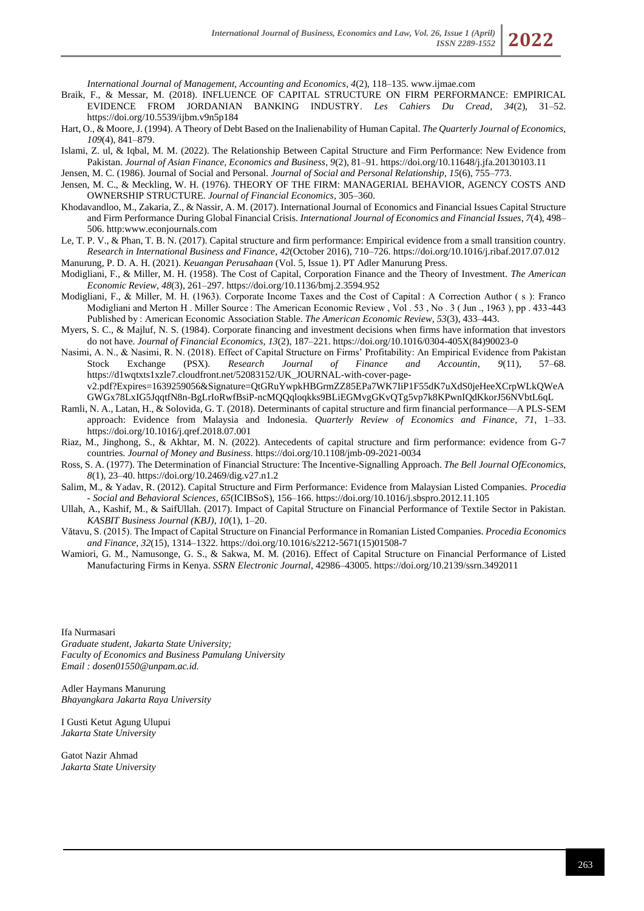*International Journal of Management, Accounting and Economics*, *4*(2), 118–135. www.ijmae.com

Braik, F., & Messar, M. (2018). INFLUENCE OF CAPITAL STRUCTURE ON FIRM PERFORMANCE: EMPIRICAL EVIDENCE FROM JORDANIAN BANKING INDUSTRY. *Les Cahiers Du Cread*, *34*(2), 31–52. https://doi.org/10.5539/ijbm.v9n5p184

Hart, O., & Moore, J. (1994). A Theory of Debt Based on the Inalienability of Human Capital. *The Quarterly Journal of Economics*, *109*(4), 841–879.

Islami, Z. ul, & Iqbal, M. M. (2022). The Relationship Between Capital Structure and Firm Performance: New Evidence from Pakistan. *Journal of Asian Finance, Economics and Business*, *9*(2), 81–91. https://doi.org/10.11648/j.jfa.20130103.11

Jensen, M. C. (1986). Journal of Social and Personal. *Journal of Social and Personal Relationship*, *15*(6), 755–773.

Jensen, M. C., & Meckling, W. H. (1976). THEORY OF THE FIRM: MANAGERIAL BEHAVIOR, AGENCY COSTS AND OWNERSHIP STRUCTURE. *Journal of Financial Economics*, 305–360.

Khodavandloo, M., Zakaria, Z., & Nassir, A. M. (2017). International Journal of Economics and Financial Issues Capital Structure and Firm Performance During Global Financial Crisis. *International Journal of Economics and Financial Issues*, *7*(4), 498–506. http:www.econjournals.com

Le, T. P. V., & Phan, T. B. N. (2017). Capital structure and firm performance: Empirical evidence from a small transition country. *Research in International Business and Finance*, *42*(October 2016), 710–726. https://doi.org/10.1016/j.ribaf.2017.07.012

Manurung, P. D. A. H. (2021). *Keuangan Perusahaan* (Vol. 5, Issue 1). PT Adler Manurung Press.

Modigliani, F., & Miller, M. H. (1958). The Cost of Capital, Corporation Finance and the Theory of Investment. *The American Economic Review*, *48*(3), 261–297. https://doi.org/10.1136/bmj.2.3594.952

Modigliani, F., & Miller, M. H. (1963). Corporate Income Taxes and the Cost of Capital : A Correction Author ( s ): Franco Modigliani and Merton H . Miller Source : The American Economic Review , Vol . 53 , No . 3 ( Jun ., 1963 ), pp . 433-443 Published by : American Economic Association Stable. *The American Economic Review*, *53*(3), 433–443.

Myers, S. C., & Majluf, N. S. (1984). Corporate financing and investment decisions when firms have information that investors do not have. *Journal of Financial Economics*, *13*(2), 187–221. https://doi.org/10.1016/0304-405X(84)90023-0

Nasimi, A. N., & Nasimi, R. N. (2018). Effect of Capital Structure on Firms' Profitability: An Empirical Evidence from Pakistan Stock Exchange (PSX). *Research Journal of Finance and Accountin*, *9*(11), 57–68. https://d1wqtxts1xzle7.cloudfront.net/52083152/UK_JOURNAL-with-cover-page-v2.pdf?Expires=1639259056&Signature=QtGRuYwpkHBGrmZZ85EPa7WK7liP1F55dK7uXdS0jeHeeXCrpWLkQWeAGWGx78LxIG5JqqtfN8n-BgLrIoRwfBsiP-ncMQQqloqkks9BLiEGMvgGKvQTg5vp7k8KPwnIQdKkorJ56NVbtL6qL

Ramli, N. A., Latan, H., & Solovida, G. T. (2018). Determinants of capital structure and firm financial performance—A PLS-SEM approach: Evidence from Malaysia and Indonesia. *Quarterly Review of Economics and Finance*, *71*, 1–33. https://doi.org/10.1016/j.qref.2018.07.001

Riaz, M., Jinghong, S., & Akhtar, M. N. (2022). Antecedents of capital structure and firm performance: evidence from G-7 countries. *Journal of Money and Business*. https://doi.org/10.1108/jmb-09-2021-0034

Ross, S. A. (1977). The Determination of Financial Structure: The Incentive-Signalling Approach. *The Bell Journal OfEconomics*, *8*(1), 23–40. https://doi.org/10.2469/dig.v27.n1.2

Salim, M., & Yadav, R. (2012). Capital Structure and Firm Performance: Evidence from Malaysian Listed Companies. *Procedia - Social and Behavioral Sciences*, *65*(ICIBSoS), 156–166. https://doi.org/10.1016/j.sbspro.2012.11.105

Ullah, A., Kashif, M., & SaifUllah. (2017). Impact of Capital Structure on Financial Performance of Textile Sector in Pakistan. *KASBIT Business Journal (KBJ)*, *10*(1), 1–20.

Vătavu, S. (2015). The Impact of Capital Structure on Financial Performance in Romanian Listed Companies. *Procedia Economics and Finance*, *32*(15), 1314–1322. https://doi.org/10.1016/s2212-5671(15)01508-7

Wamiori, G. M., Namusonge, G. S., & Sakwa, M. M. (2016). Effect of Capital Structure on Financial Performance of Listed Manufacturing Firms in Kenya. *SSRN Electronic Journal*, 42986–43005. https://doi.org/10.2139/ssrn.3492011

Ifa Nurmasari
*Graduate student, Jakarta State University;*
*Faculty of Economics and Business Pamulang University*
*Email : dosen01550@unpam.ac.id.*

Adler Haymans Manurung
*Bhayangkara Jakarta Raya University*

I Gusti Ketut Agung Ulupui
*Jakarta State University*

Gatot Nazir Ahmad
*Jakarta State University*